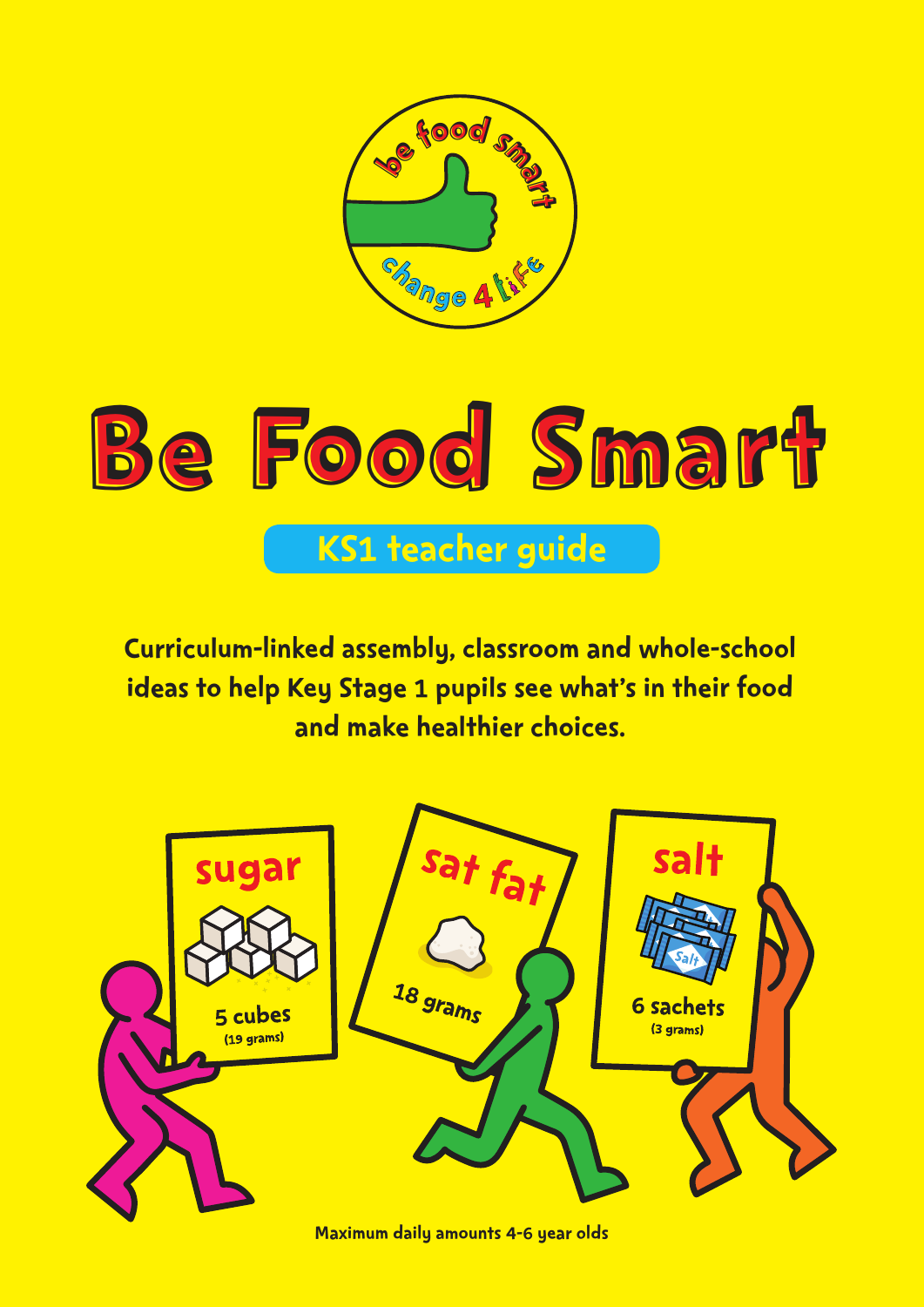# Be Food Smart

## KS1 teacher guide

**Curriculum-linked assembly, classroom and whole-school ideas to help Key Stage 1 pupils see what's in their food and make healthier choices.**

sugar
5 cubes
(19 grams)

sat fat
18 grams

salt
6 sachets
(3 grams)

Maximum daily amounts 4-6 year olds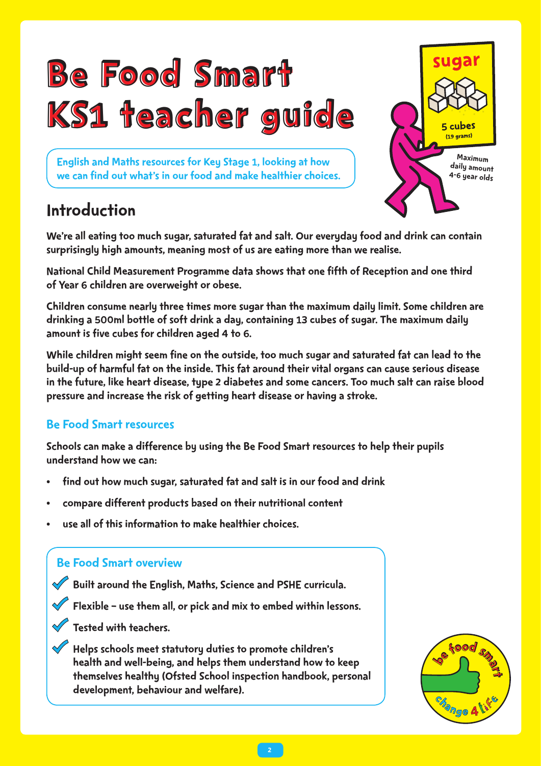# Be Food Smart KS1 teacher guide

English and Maths resources for Key Stage 1, looking at how we can find out what's in our food and make healthier choices.

sugar

5 cubes
(19 grams)

Maximum daily amount 4-6 year olds

## Introduction

We're all eating too much sugar, saturated fat and salt. Our everyday food and drink can contain surprisingly high amounts, meaning most of us are eating more than we realise.

National Child Measurement Programme data shows that one fifth of Reception and one third of Year 6 children are overweight or obese.

Children consume nearly three times more sugar than the maximum daily limit. Some children are drinking a 500ml bottle of soft drink a day, containing 13 cubes of sugar. The maximum daily amount is five cubes for children aged 4 to 6.

While children might seem fine on the outside, too much sugar and saturated fat can lead to the build-up of harmful fat on the inside. This fat around their vital organs can cause serious disease in the future, like heart disease, type 2 diabetes and some cancers. Too much salt can raise blood pressure and increase the risk of getting heart disease or having a stroke.

### Be Food Smart resources

Schools can make a difference by using the Be Food Smart resources to help their pupils understand how we can:

- find out how much sugar, saturated fat and salt is in our food and drink
- compare different products based on their nutritional content
- use all of this information to make healthier choices.

### Be Food Smart overview

- ✓ Built around the English, Maths, Science and PSHE curricula.
- ✓ Flexible – use them all, or pick and mix to embed within lessons.
- ✓ Tested with teachers.
- ✓ Helps schools meet statutory duties to promote children's health and well-being, and helps them understand how to keep themselves healthy (Ofsted School inspection handbook, personal development, behaviour and welfare).

be food smart
change 4 life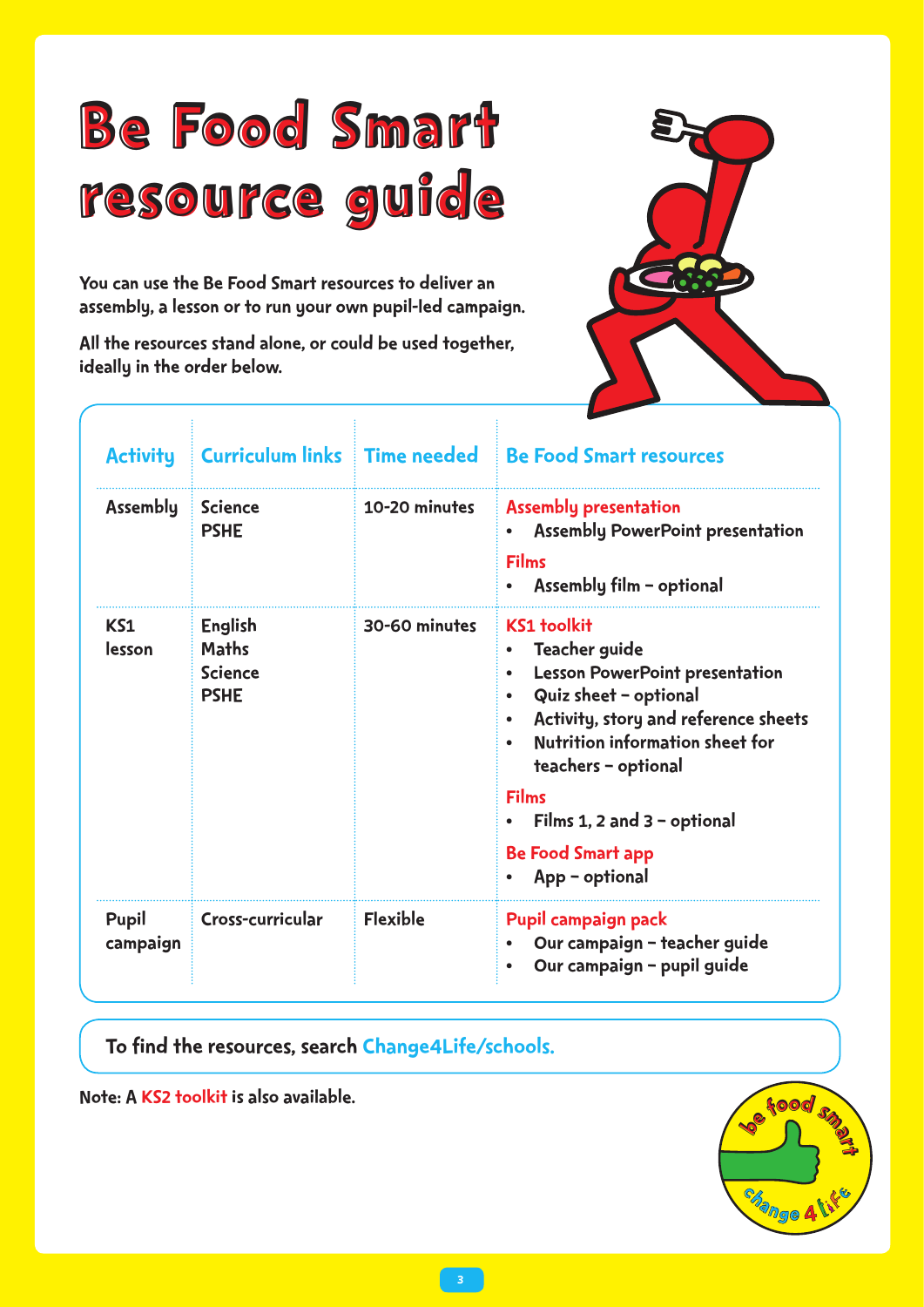# Be Food Smart resource guide

**You can use the Be Food Smart resources to deliver an assembly, a lesson or to run your own pupil-led campaign.**

**All the resources stand alone, or could be used together, ideally in the order below.**

| Activity | Curriculum links | Time needed | Be Food Smart resources |
|---|---|---|---|
| Assembly | Science<br>PSHE | 10-20 minutes | **Assembly presentation**<br>• Assembly PowerPoint presentation<br>**Films**<br>• Assembly film – optional |
| KS1 lesson | English<br>Maths<br>Science<br>PSHE | 30-60 minutes | **KS1 toolkit**<br>• Teacher guide<br>• Lesson PowerPoint presentation<br>• Quiz sheet – optional<br>• Activity, story and reference sheets<br>• Nutrition information sheet for teachers – optional<br>**Films**<br>• Films 1, 2 and 3 – optional<br>**Be Food Smart app**<br>• App – optional |
| Pupil campaign | Cross-curricular | Flexible | **Pupil campaign pack**<br>• Our campaign – teacher guide<br>• Our campaign – pupil guide |

To find the resources, search Change4Life/schools.

Note: A KS2 toolkit is also available.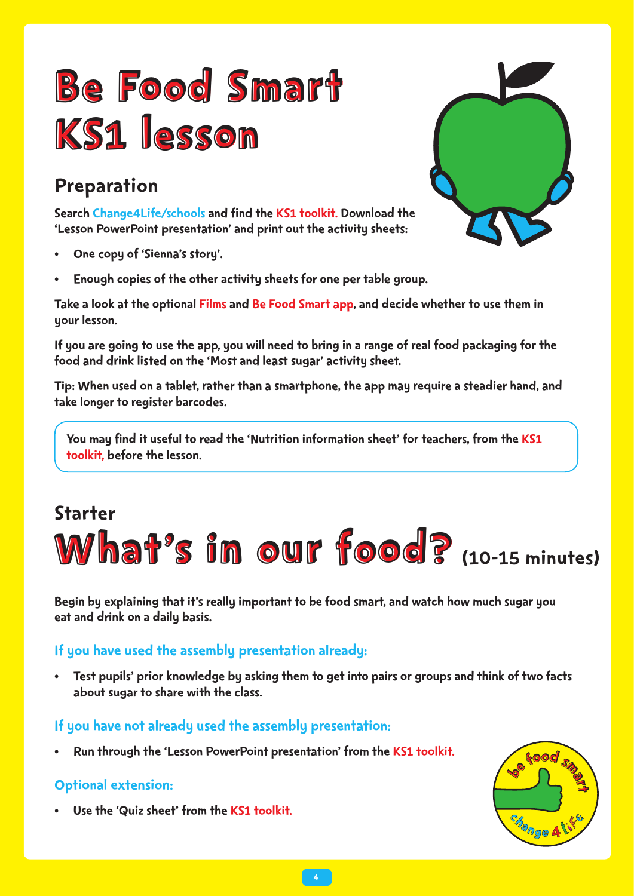# Be Food Smart KS1 lesson

## Preparation

**Search Change4Life/schools and find the KS1 toolkit. Download the 'Lesson PowerPoint presentation' and print out the activity sheets:**

- **One copy of 'Sienna's story'.**
- **Enough copies of the other activity sheets for one per table group.**

**Take a look at the optional Films and Be Food Smart app, and decide whether to use them in your lesson.**

**If you are going to use the app, you will need to bring in a range of real food packaging for the food and drink listed on the 'Most and least sugar' activity sheet.**

**Tip: When used on a tablet, rather than a smartphone, the app may require a steadier hand, and take longer to register barcodes.**

> **You may find it useful to read the 'Nutrition information sheet' for teachers, from the KS1 toolkit, before the lesson.**

## Starter

# What's in our food? (10-15 minutes)

**Begin by explaining that it's really important to be food smart, and watch how much sugar you eat and drink on a daily basis.**

### If you have used the assembly presentation already:

- **Test pupils' prior knowledge by asking them to get into pairs or groups and think of two facts about sugar to share with the class.**

### If you have not already used the assembly presentation:

- **Run through the 'Lesson PowerPoint presentation' from the KS1 toolkit.**

### Optional extension:

- **Use the 'Quiz sheet' from the KS1 toolkit.**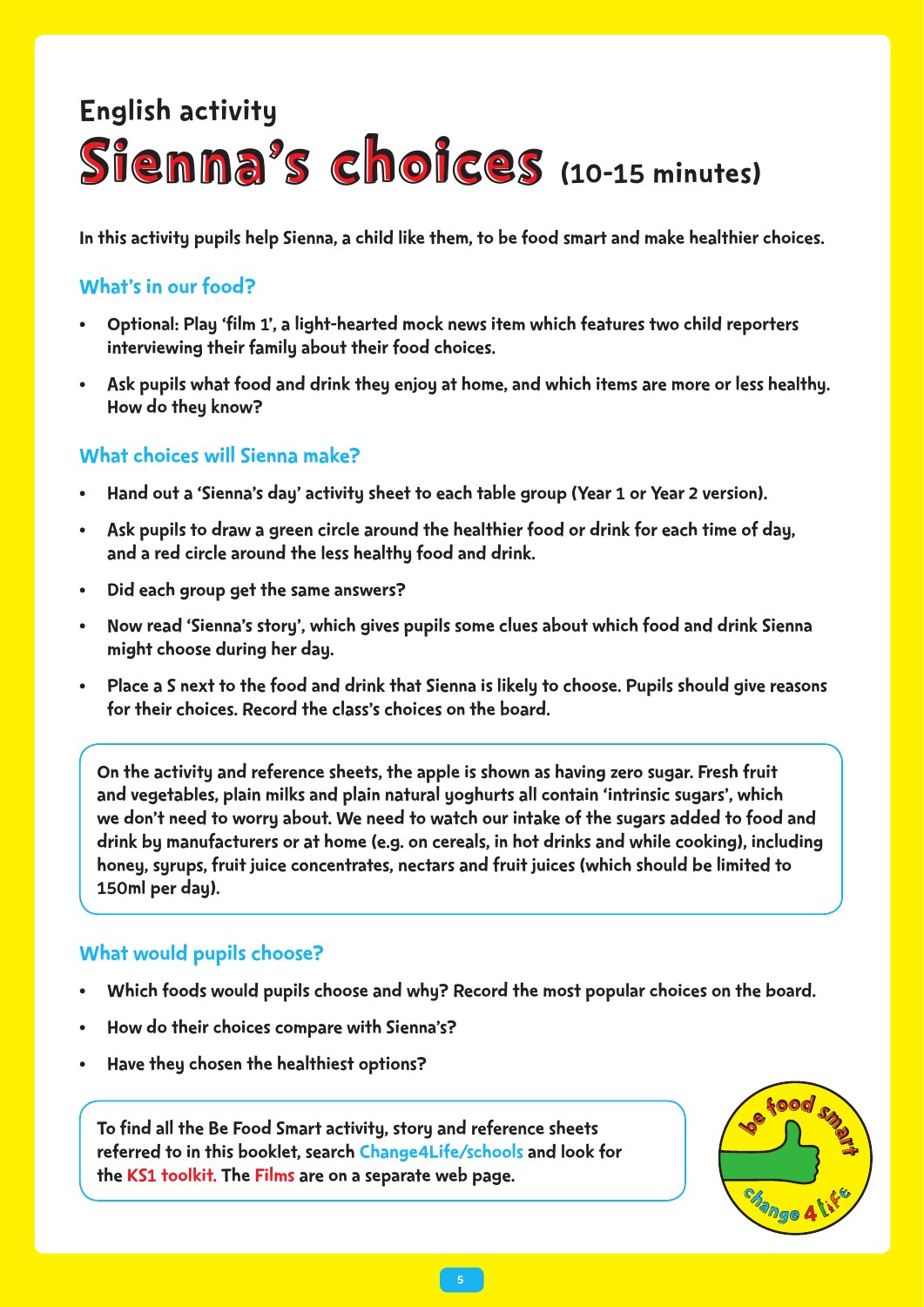## English activity

# Sienna's choices (10-15 minutes)

**In this activity pupils help Sienna, a child like them, to be food smart and make healthier choices.**

### What's in our food?

- Optional: Play 'film 1', a light-hearted mock news item which features two child reporters interviewing their family about their food choices.
- Ask pupils what food and drink they enjoy at home, and which items are more or less healthy. How do they know?

### What choices will Sienna make?

- Hand out a 'Sienna's day' activity sheet to each table group (Year 1 or Year 2 version).
- Ask pupils to draw a green circle around the healthier food or drink for each time of day, and a red circle around the less healthy food and drink.
- Did each group get the same answers?
- Now read 'Sienna's story', which gives pupils some clues about which food and drink Sienna might choose during her day.
- Place a S next to the food and drink that Sienna is likely to choose. Pupils should give reasons for their choices. Record the class's choices on the board.

> On the activity and reference sheets, the apple is shown as having zero sugar. Fresh fruit and vegetables, plain milks and plain natural yoghurts all contain 'intrinsic sugars', which we don't need to worry about. We need to watch our intake of the sugars added to food and drink by manufacturers or at home (e.g. on cereals, in hot drinks and while cooking), including honey, syrups, fruit juice concentrates, nectars and fruit juices (which should be limited to 150ml per day).

### What would pupils choose?

- Which foods would pupils choose and why? Record the most popular choices on the board.
- How do their choices compare with Sienna's?
- Have they chosen the healthiest options?

> To find all the Be Food Smart activity, story and reference sheets referred to in this booklet, search Change4Life/schools and look for the KS1 toolkit. The Films are on a separate web page.

be food smart change 4 life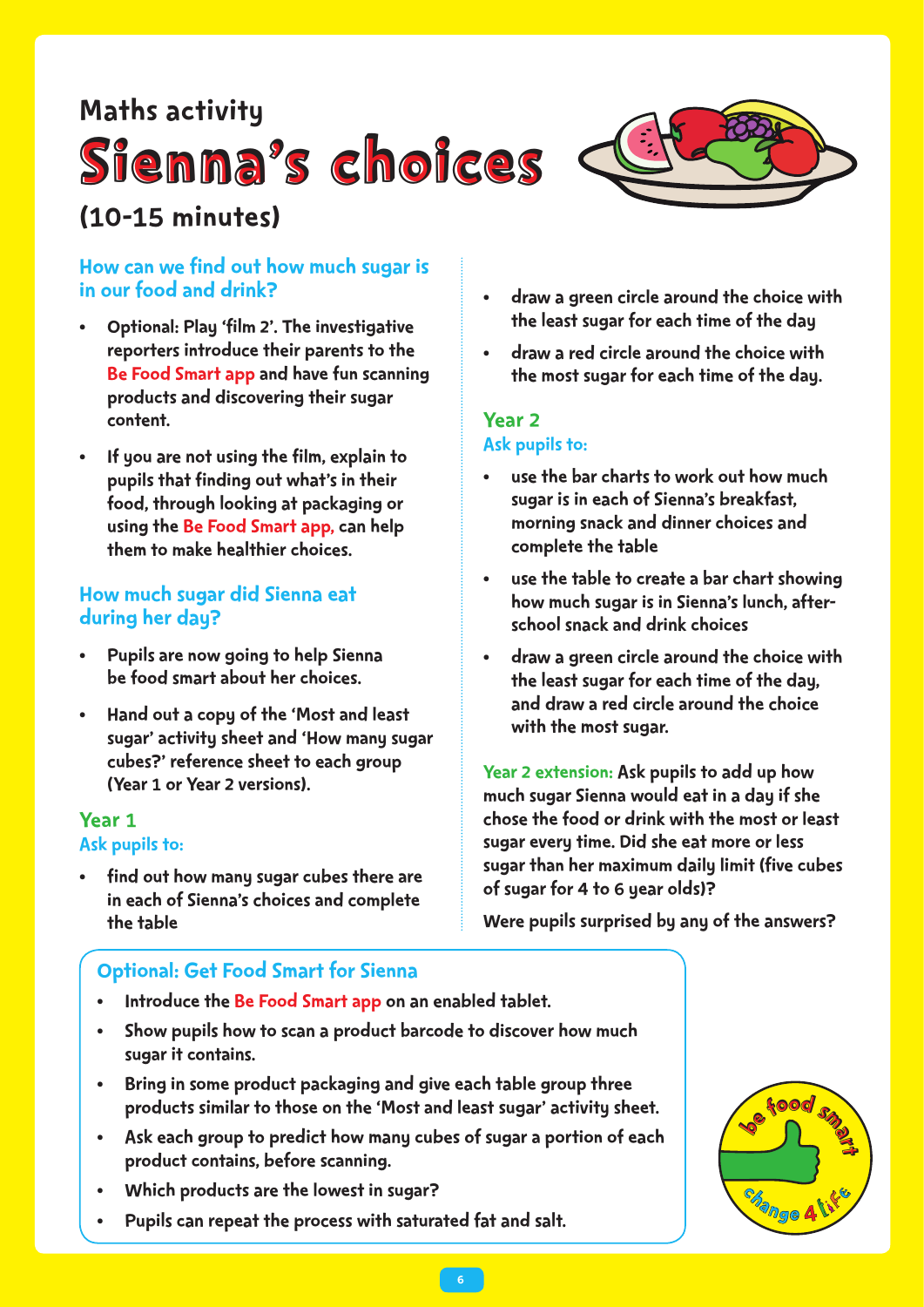Maths activity

# Sienna's choices

**(10-15 minutes)**

### How can we find out how much sugar is in our food and drink?

- Optional: Play 'film 2'. The investigative reporters introduce their parents to the Be Food Smart app and have fun scanning products and discovering their sugar content.
- If you are not using the film, explain to pupils that finding out what's in their food, through looking at packaging or using the Be Food Smart app, can help them to make healthier choices.

### How much sugar did Sienna eat during her day?

- Pupils are now going to help Sienna be food smart about her choices.
- Hand out a copy of the 'Most and least sugar' activity sheet and 'How many sugar cubes?' reference sheet to each group (Year 1 or Year 2 versions).

### Year 1

**Ask pupils to:**

- find out how many sugar cubes there are in each of Sienna's choices and complete the table
- draw a green circle around the choice with the least sugar for each time of the day
- draw a red circle around the choice with the most sugar for each time of the day.

### Year 2

**Ask pupils to:**

- use the bar charts to work out how much sugar is in each of Sienna's breakfast, morning snack and dinner choices and complete the table
- use the table to create a bar chart showing how much sugar is in Sienna's lunch, after-school snack and drink choices
- draw a green circle around the choice with the least sugar for each time of the day, and draw a red circle around the choice with the most sugar.

**Year 2 extension:** Ask pupils to add up how much sugar Sienna would eat in a day if she chose the food or drink with the most or least sugar every time. Did she eat more or less sugar than her maximum daily limit (five cubes of sugar for 4 to 6 year olds)?

Were pupils surprised by any of the answers?

### Optional: Get Food Smart for Sienna

- Introduce the Be Food Smart app on an enabled tablet.
- Show pupils how to scan a product barcode to discover how much sugar it contains.
- Bring in some product packaging and give each table group three products similar to those on the 'Most and least sugar' activity sheet.
- Ask each group to predict how many cubes of sugar a portion of each product contains, before scanning.
- Which products are the lowest in sugar?
- Pupils can repeat the process with saturated fat and salt.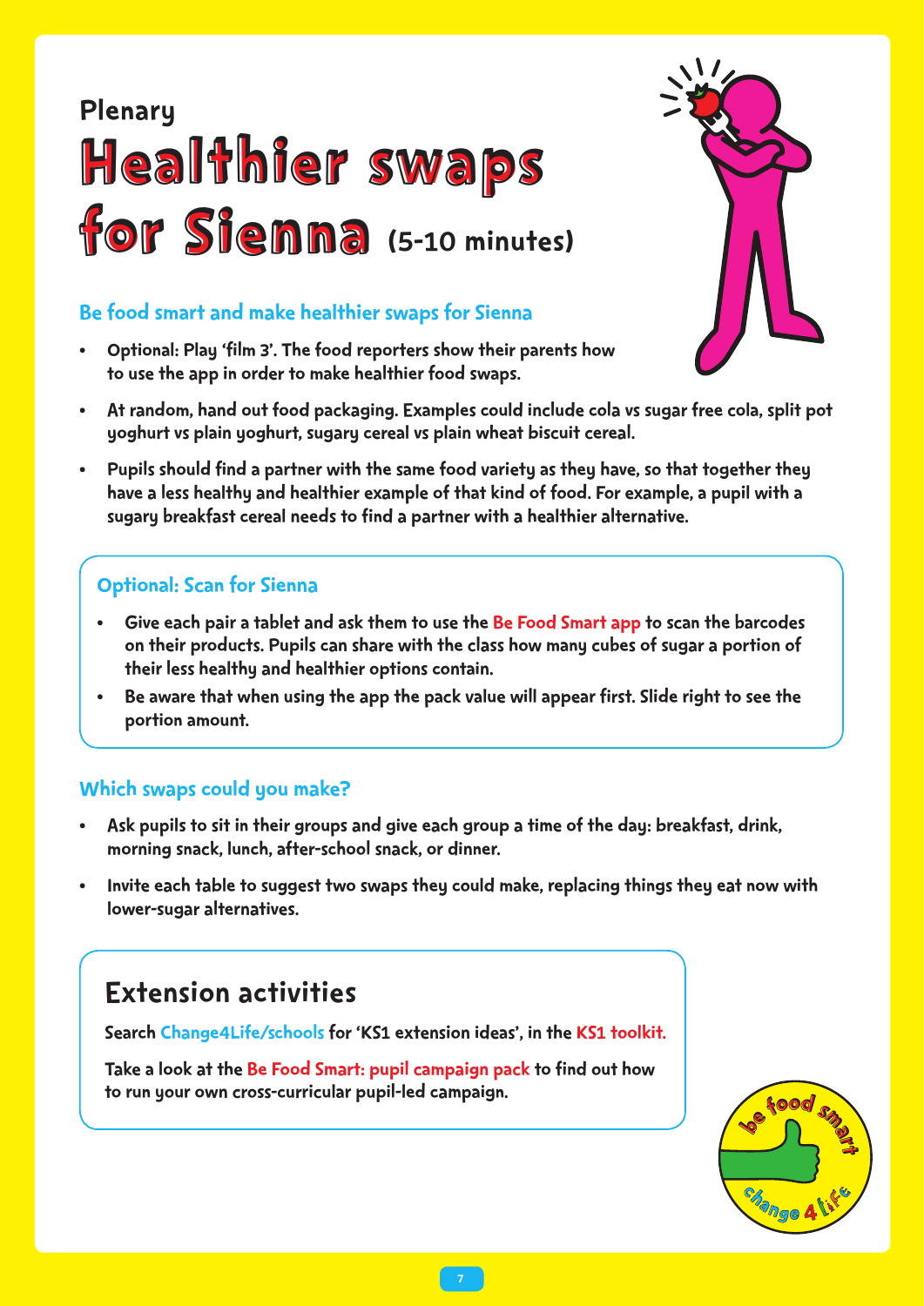Plenary

# Healthier swaps for Sienna (5-10 minutes)

### Be food smart and make healthier swaps for Sienna

- Optional: Play 'film 3'. The food reporters show their parents how to use the app in order to make healthier food swaps.
- At random, hand out food packaging. Examples could include cola vs sugar free cola, split pot yoghurt vs plain yoghurt, sugary cereal vs plain wheat biscuit cereal.
- Pupils should find a partner with the same food variety as they have, so that together they have a less healthy and healthier example of that kind of food. For example, a pupil with a sugary breakfast cereal needs to find a partner with a healthier alternative.

### Optional: Scan for Sienna

- Give each pair a tablet and ask them to use the Be Food Smart app to scan the barcodes on their products. Pupils can share with the class how many cubes of sugar a portion of their less healthy and healthier options contain.
- Be aware that when using the app the pack value will appear first. Slide right to see the portion amount.

### Which swaps could you make?

- Ask pupils to sit in their groups and give each group a time of the day: breakfast, drink, morning snack, lunch, after-school snack, or dinner.
- Invite each table to suggest two swaps they could make, replacing things they eat now with lower-sugar alternatives.

## Extension activities

Search Change4Life/schools for 'KS1 extension ideas', in the KS1 toolkit.

Take a look at the Be Food Smart: pupil campaign pack to find out how to run your own cross-curricular pupil-led campaign.

be food smart
change 4 life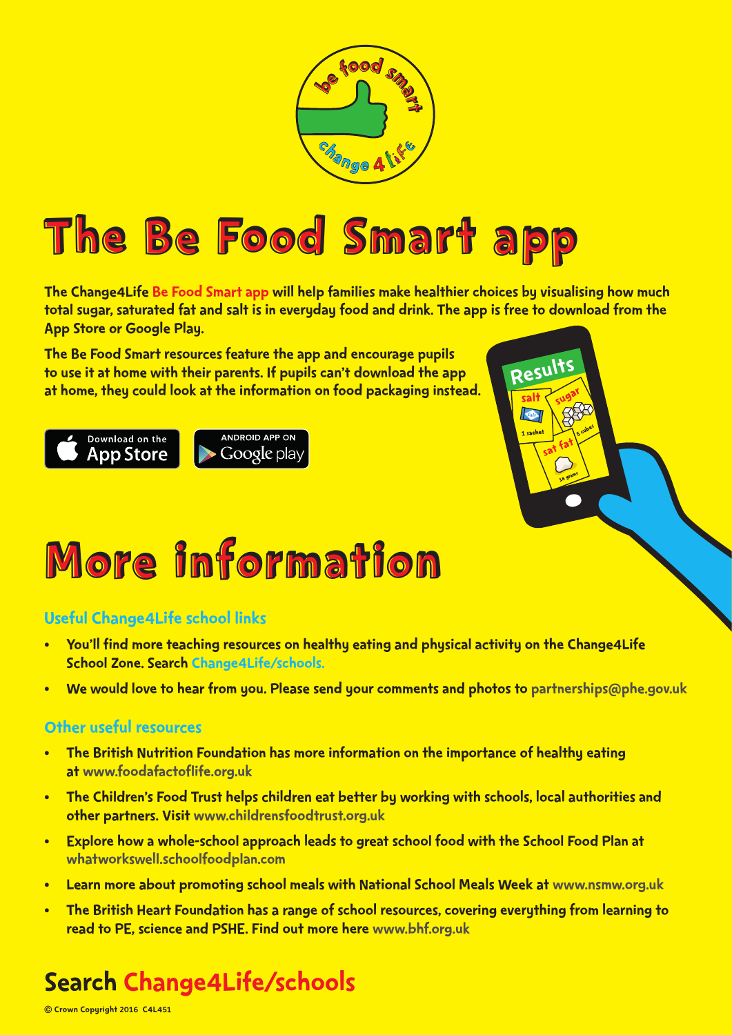# The Be Food Smart app

The Change4Life **Be Food Smart app** will help families make healthier choices by visualising how much total sugar, saturated fat and salt is in everyday food and drink. The app is free to download from the App Store or Google Play.

The Be Food Smart resources feature the app and encourage pupils to use it at home with their parents. If pupils can't download the app at home, they could look at the information on food packaging instead.

# More information

### Useful Change4Life school links

- You'll find more teaching resources on healthy eating and physical activity on the Change4Life School Zone. Search Change4Life/schools.
- We would love to hear from you. Please send your comments and photos to partnerships@phe.gov.uk

### Other useful resources

- The British Nutrition Foundation has more information on the importance of healthy eating at www.foodafactoflife.org.uk
- The Children's Food Trust helps children eat better by working with schools, local authorities and other partners. Visit www.childrensfoodtrust.org.uk
- Explore how a whole-school approach leads to great school food with the School Food Plan at whatworkswell.schoolfoodplan.com
- Learn more about promoting school meals with National School Meals Week at www.nsmw.org.uk
- The British Heart Foundation has a range of school resources, covering everything from learning to read to PE, science and PSHE. Find out more here www.bhf.org.uk

## Search Change4Life/schools

© Crown Copyright 2016 C4L451